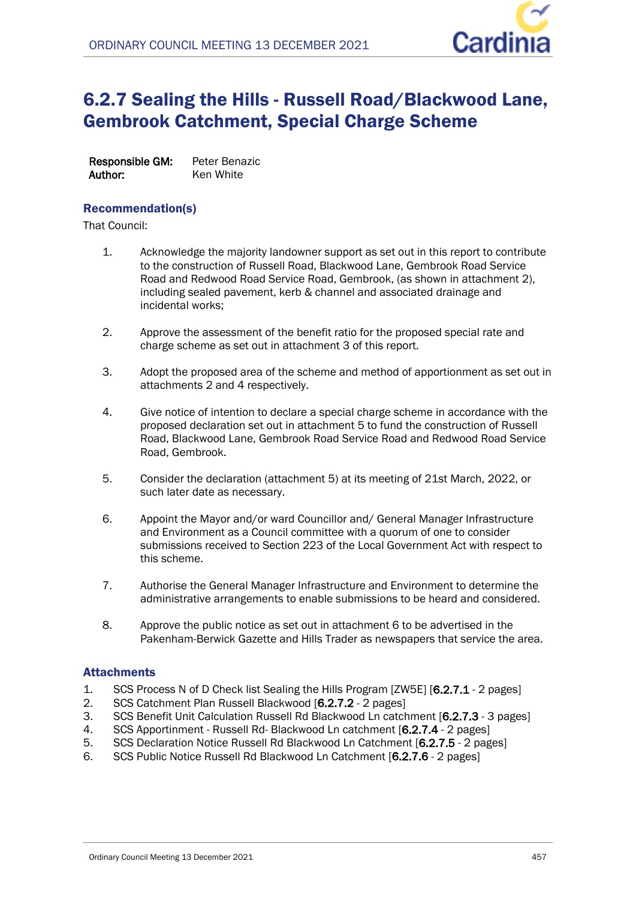# 6.2.7 Sealing the Hills - Russell Road/Blackwood Lane, Gembrook Catchment, Special Charge Scheme

**Responsible GM:** Peter Benazic
**Author:** Ken White

## Recommendation(s)

That Council:

1. Acknowledge the majority landowner support as set out in this report to contribute to the construction of Russell Road, Blackwood Lane, Gembrook Road Service Road and Redwood Road Service Road, Gembrook, (as shown in attachment 2), including sealed pavement, kerb & channel and associated drainage and incidental works;

2. Approve the assessment of the benefit ratio for the proposed special rate and charge scheme as set out in attachment 3 of this report.

3. Adopt the proposed area of the scheme and method of apportionment as set out in attachments 2 and 4 respectively.

4. Give notice of intention to declare a special charge scheme in accordance with the proposed declaration set out in attachment 5 to fund the construction of Russell Road, Blackwood Lane, Gembrook Road Service Road and Redwood Road Service Road, Gembrook.

5. Consider the declaration (attachment 5) at its meeting of 21st March, 2022, or such later date as necessary.

6. Appoint the Mayor and/or ward Councillor and/ General Manager Infrastructure and Environment as a Council committee with a quorum of one to consider submissions received to Section 223 of the Local Government Act with respect to this scheme.

7. Authorise the General Manager Infrastructure and Environment to determine the administrative arrangements to enable submissions to be heard and considered.

8. Approve the public notice as set out in attachment 6 to be advertised in the Pakenham-Berwick Gazette and Hills Trader as newspapers that service the area.

## Attachments

1. SCS Process N of D Check list Sealing the Hills Program [ZW5E] [**6.2.7.1** - 2 pages]
2. SCS Catchment Plan Russell Blackwood [**6.2.7.2** - 2 pages]
3. SCS Benefit Unit Calculation Russell Rd Blackwood Ln catchment [**6.2.7.3** - 3 pages]
4. SCS Apportinment - Russell Rd- Blackwood Ln catchment [**6.2.7.4** - 2 pages]
5. SCS Declaration Notice Russell Rd Blackwood Ln Catchment [**6.2.7.5** - 2 pages]
6. SCS Public Notice Russell Rd Blackwood Ln Catchment [**6.2.7.6** - 2 pages]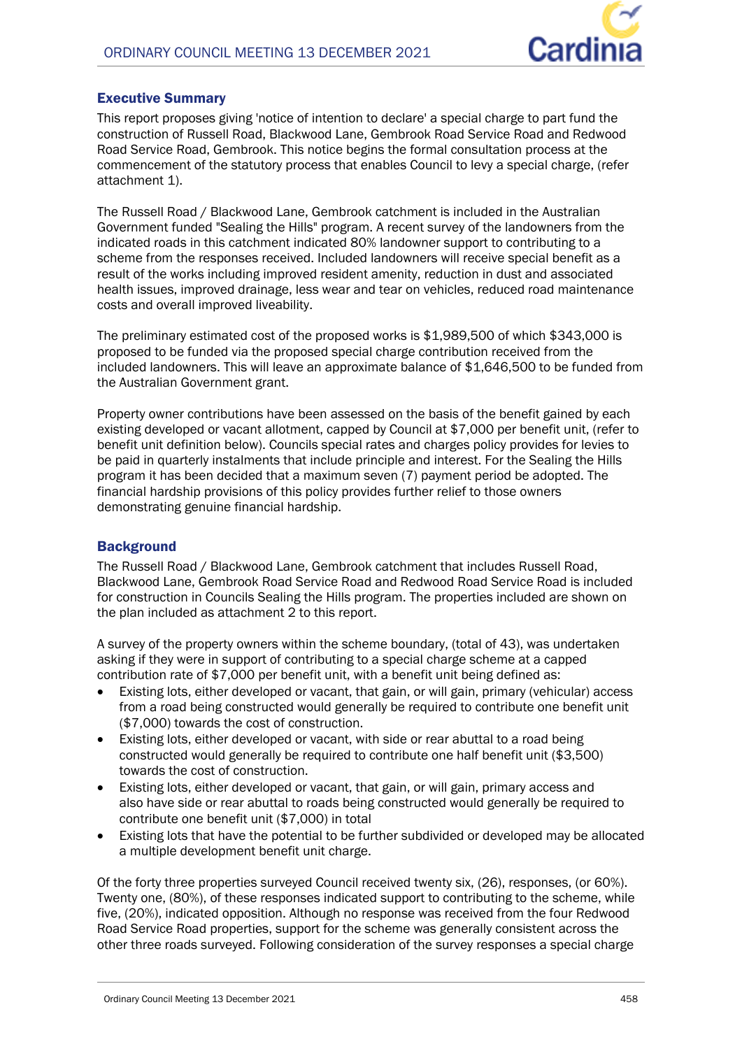## Executive Summary

This report proposes giving 'notice of intention to declare' a special charge to part fund the construction of Russell Road, Blackwood Lane, Gembrook Road Service Road and Redwood Road Service Road, Gembrook. This notice begins the formal consultation process at the commencement of the statutory process that enables Council to levy a special charge, (refer attachment 1).

The Russell Road / Blackwood Lane, Gembrook catchment is included in the Australian Government funded "Sealing the Hills" program. A recent survey of the landowners from the indicated roads in this catchment indicated 80% landowner support to contributing to a scheme from the responses received. Included landowners will receive special benefit as a result of the works including improved resident amenity, reduction in dust and associated health issues, improved drainage, less wear and tear on vehicles, reduced road maintenance costs and overall improved liveability.

The preliminary estimated cost of the proposed works is $1,989,500 of which $343,000 is proposed to be funded via the proposed special charge contribution received from the included landowners. This will leave an approximate balance of $1,646,500 to be funded from the Australian Government grant.

Property owner contributions have been assessed on the basis of the benefit gained by each existing developed or vacant allotment, capped by Council at $7,000 per benefit unit, (refer to benefit unit definition below). Councils special rates and charges policy provides for levies to be paid in quarterly instalments that include principle and interest. For the Sealing the Hills program it has been decided that a maximum seven (7) payment period be adopted. The financial hardship provisions of this policy provides further relief to those owners demonstrating genuine financial hardship.

## Background

The Russell Road / Blackwood Lane, Gembrook catchment that includes Russell Road, Blackwood Lane, Gembrook Road Service Road and Redwood Road Service Road is included for construction in Councils Sealing the Hills program. The properties included are shown on the plan included as attachment 2 to this report.

A survey of the property owners within the scheme boundary, (total of 43), was undertaken asking if they were in support of contributing to a special charge scheme at a capped contribution rate of $7,000 per benefit unit, with a benefit unit being defined as:

- Existing lots, either developed or vacant, that gain, or will gain, primary (vehicular) access from a road being constructed would generally be required to contribute one benefit unit ($7,000) towards the cost of construction.
- Existing lots, either developed or vacant, with side or rear abuttal to a road being constructed would generally be required to contribute one half benefit unit ($3,500) towards the cost of construction.
- Existing lots, either developed or vacant, that gain, or will gain, primary access and also have side or rear abuttal to roads being constructed would generally be required to contribute one benefit unit ($7,000) in total
- Existing lots that have the potential to be further subdivided or developed may be allocated a multiple development benefit unit charge.

Of the forty three properties surveyed Council received twenty six, (26), responses, (or 60%). Twenty one, (80%), of these responses indicated support to contributing to the scheme, while five, (20%), indicated opposition. Although no response was received from the four Redwood Road Service Road properties, support for the scheme was generally consistent across the other three roads surveyed. Following consideration of the survey responses a special charge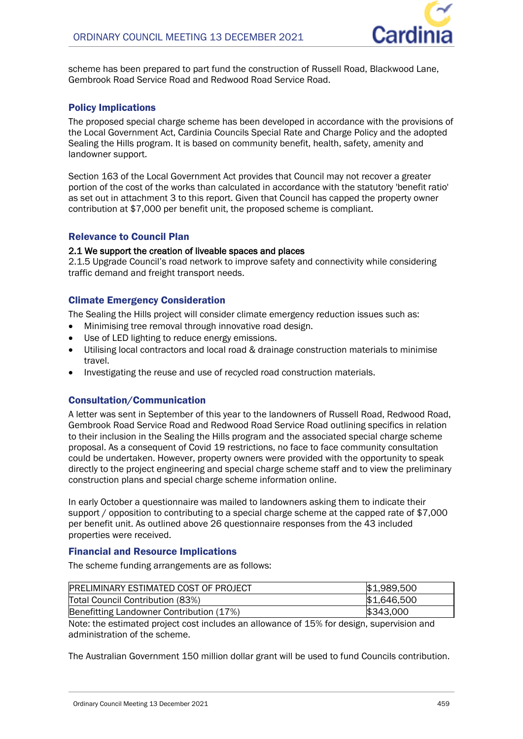scheme has been prepared to part fund the construction of Russell Road, Blackwood Lane, Gembrook Road Service Road and Redwood Road Service Road.

## Policy Implications

The proposed special charge scheme has been developed in accordance with the provisions of the Local Government Act, Cardinia Councils Special Rate and Charge Policy and the adopted Sealing the Hills program. It is based on community benefit, health, safety, amenity and landowner support.

Section 163 of the Local Government Act provides that Council may not recover a greater portion of the cost of the works than calculated in accordance with the statutory 'benefit ratio' as set out in attachment 3 to this report. Given that Council has capped the property owner contribution at $7,000 per benefit unit, the proposed scheme is compliant.

## Relevance to Council Plan

**2.1 We support the creation of liveable spaces and places**

2.1.5 Upgrade Council's road network to improve safety and connectivity while considering traffic demand and freight transport needs.

## Climate Emergency Consideration

The Sealing the Hills project will consider climate emergency reduction issues such as:

- Minimising tree removal through innovative road design.
- Use of LED lighting to reduce energy emissions.
- Utilising local contractors and local road & drainage construction materials to minimise travel.
- Investigating the reuse and use of recycled road construction materials.

## Consultation/Communication

A letter was sent in September of this year to the landowners of Russell Road, Redwood Road, Gembrook Road Service Road and Redwood Road Service Road outlining specifics in relation to their inclusion in the Sealing the Hills program and the associated special charge scheme proposal. As a consequent of Covid 19 restrictions, no face to face community consultation could be undertaken. However, property owners were provided with the opportunity to speak directly to the project engineering and special charge scheme staff and to view the preliminary construction plans and special charge scheme information online.

In early October a questionnaire was mailed to landowners asking them to indicate their support / opposition to contributing to a special charge scheme at the capped rate of $7,000 per benefit unit. As outlined above 26 questionnaire responses from the 43 included properties were received.

## Financial and Resource Implications

The scheme funding arrangements are as follows:

| PRELIMINARY ESTIMATED COST OF PROJECT | $1,989,500 |
|---|---|
| Total Council Contribution (83%) | $1,646,500 |
| Benefitting Landowner Contribution (17%) | $343,000 |

Note: the estimated project cost includes an allowance of 15% for design, supervision and administration of the scheme.

The Australian Government 150 million dollar grant will be used to fund Councils contribution.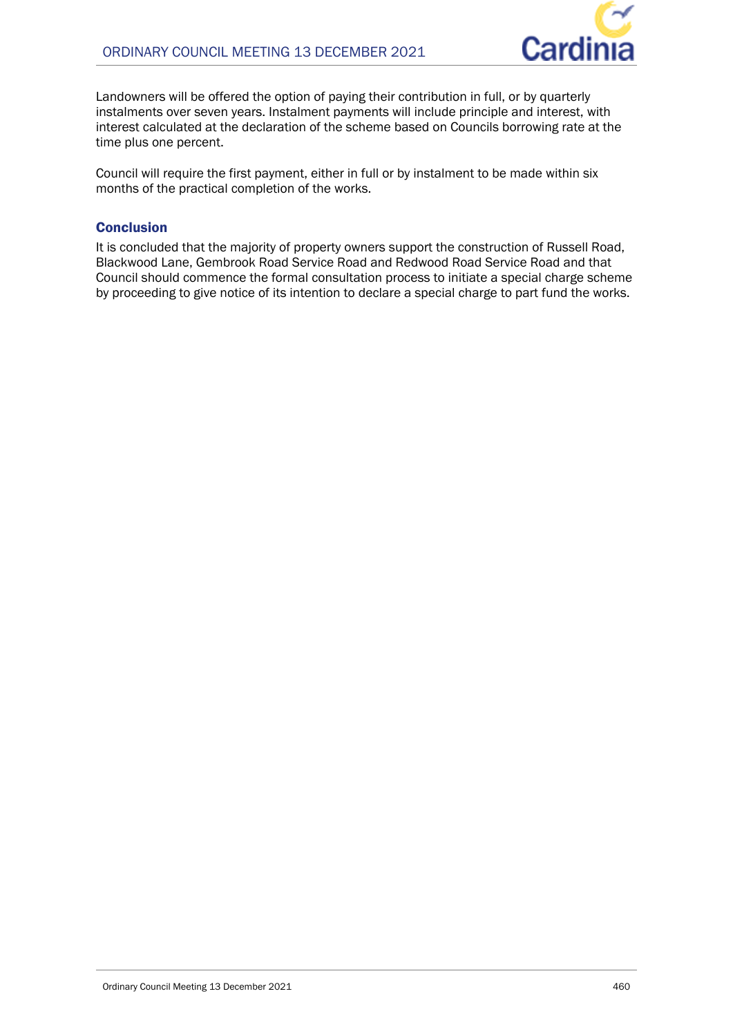Landowners will be offered the option of paying their contribution in full, or by quarterly instalments over seven years. Instalment payments will include principle and interest, with interest calculated at the declaration of the scheme based on Councils borrowing rate at the time plus one percent.

Council will require the first payment, either in full or by instalment to be made within six months of the practical completion of the works.

### Conclusion

It is concluded that the majority of property owners support the construction of Russell Road, Blackwood Lane, Gembrook Road Service Road and Redwood Road Service Road and that Council should commence the formal consultation process to initiate a special charge scheme by proceeding to give notice of its intention to declare a special charge to part fund the works.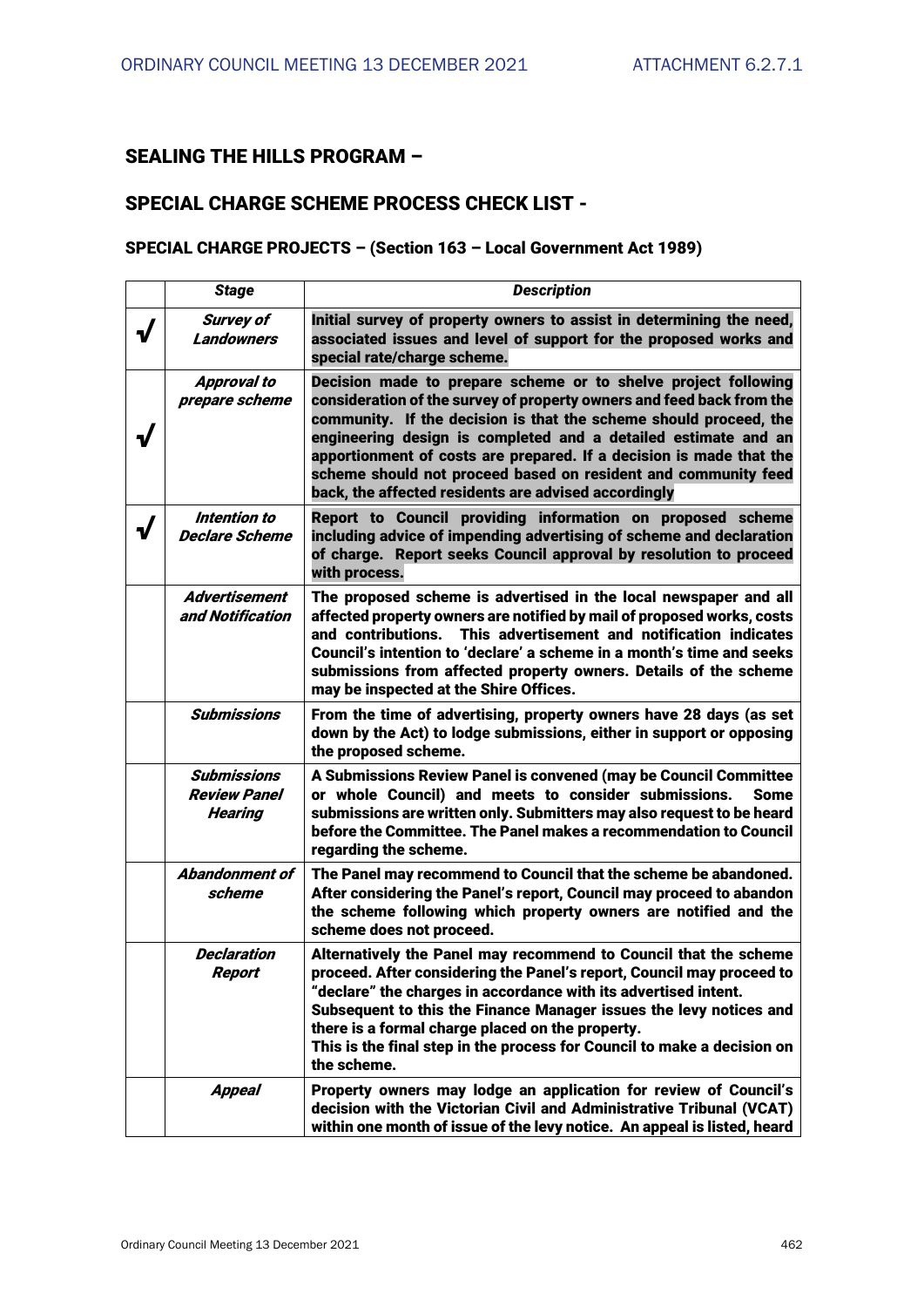## SEALING THE HILLS PROGRAM –

## SPECIAL CHARGE SCHEME PROCESS CHECK LIST -

### SPECIAL CHARGE PROJECTS – (Section 163 – Local Government Act 1989)

| | *Stage* | *Description* |
|---|---|---|
| √ | ***Survey of Landowners*** | **Initial survey of property owners to assist in determining the need, associated issues and level of support for the proposed works and special rate/charge scheme.** |
| √ | ***Approval to prepare scheme*** | **Decision made to prepare scheme or to shelve project following consideration of the survey of property owners and feed back from the community. If the decision is that the scheme should proceed, the engineering design is completed and a detailed estimate and an apportionment of costs are prepared. If a decision is made that the scheme should not proceed based on resident and community feed back, the affected residents are advised accordingly** |
| √ | ***Intention to Declare Scheme*** | **Report to Council providing information on proposed scheme including advice of impending advertising of scheme and declaration of charge. Report seeks Council approval by resolution to proceed with process.** |
| | ***Advertisement and Notification*** | **The proposed scheme is advertised in the local newspaper and all affected property owners are notified by mail of proposed works, costs and contributions. This advertisement and notification indicates Council's intention to 'declare' a scheme in a month's time and seeks submissions from affected property owners. Details of the scheme may be inspected at the Shire Offices.** |
| | ***Submissions*** | **From the time of advertising, property owners have 28 days (as set down by the Act) to lodge submissions, either in support or opposing the proposed scheme.** |
| | ***Submissions Review Panel Hearing*** | **A Submissions Review Panel is convened (may be Council Committee or whole Council) and meets to consider submissions. Some submissions are written only. Submitters may also request to be heard before the Committee. The Panel makes a recommendation to Council regarding the scheme.** |
| | ***Abandonment of scheme*** | **The Panel may recommend to Council that the scheme be abandoned. After considering the Panel's report, Council may proceed to abandon the scheme following which property owners are notified and the scheme does not proceed.** |
| | ***Declaration Report*** | **Alternatively the Panel may recommend to Council that the scheme proceed. After considering the Panel's report, Council may proceed to "declare" the charges in accordance with its advertised intent. Subsequent to this the Finance Manager issues the levy notices and there is a formal charge placed on the property. This is the final step in the process for Council to make a decision on the scheme.** |
| | ***Appeal*** | **Property owners may lodge an application for review of Council's decision with the Victorian Civil and Administrative Tribunal (VCAT) within one month of issue of the levy notice. An appeal is listed, heard** |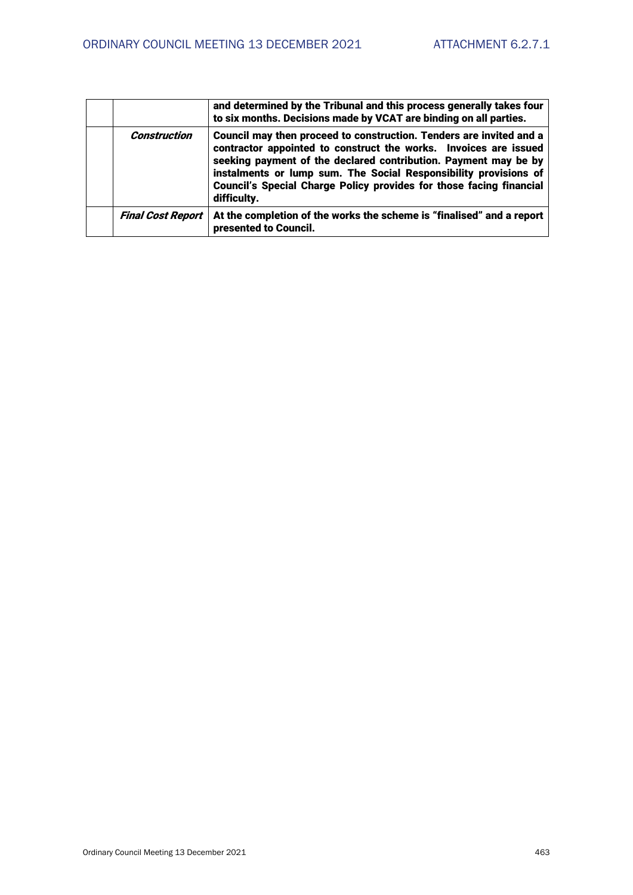| | | |
|---|---|---|
| | | **and determined by the Tribunal and this process generally takes four to six months. Decisions made by VCAT are binding on all parties.** |
| | ***Construction*** | **Council may then proceed to construction. Tenders are invited and a contractor appointed to construct the works. Invoices are issued seeking payment of the declared contribution. Payment may be by instalments or lump sum. The Social Responsibility provisions of Council's Special Charge Policy provides for those facing financial difficulty.** |
| | ***Final Cost Report*** | **At the completion of the works the scheme is "finalised" and a report presented to Council.** |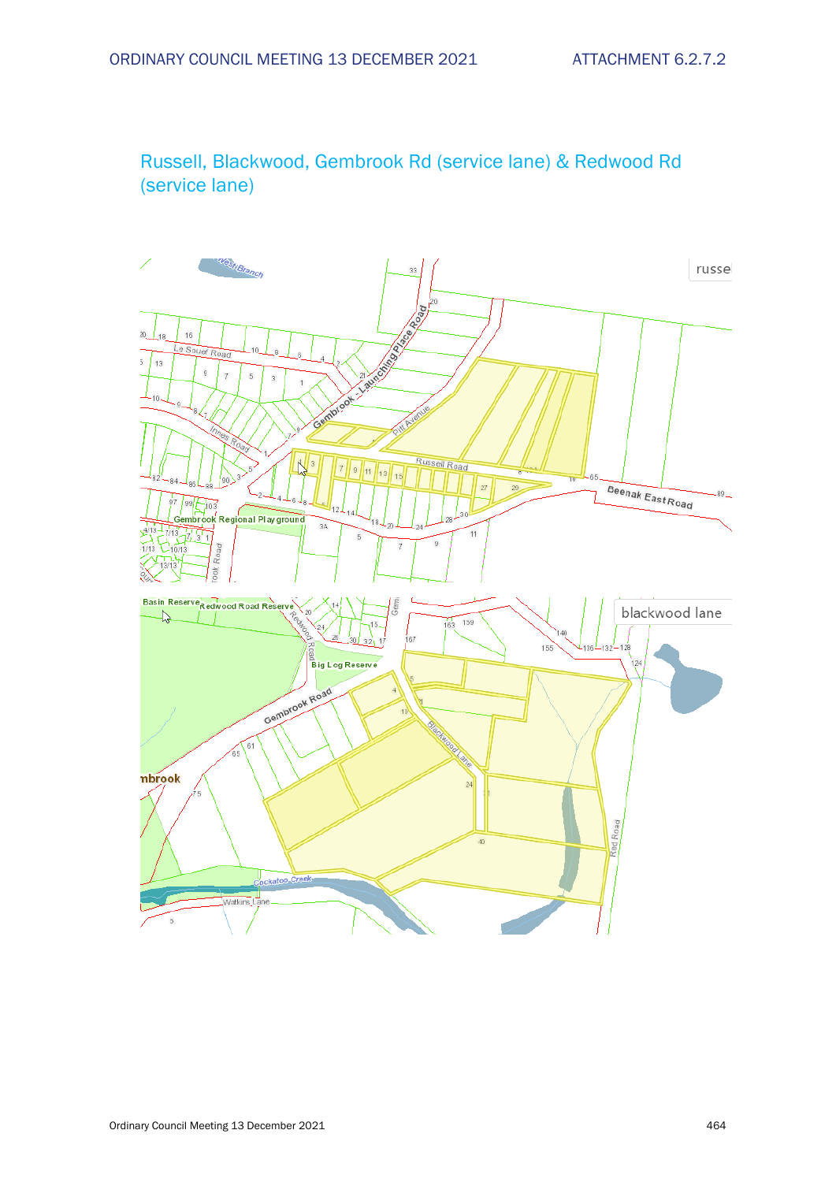## Russell, Blackwood, Gembrook Rd (service lane) & Redwood Rd (service lane)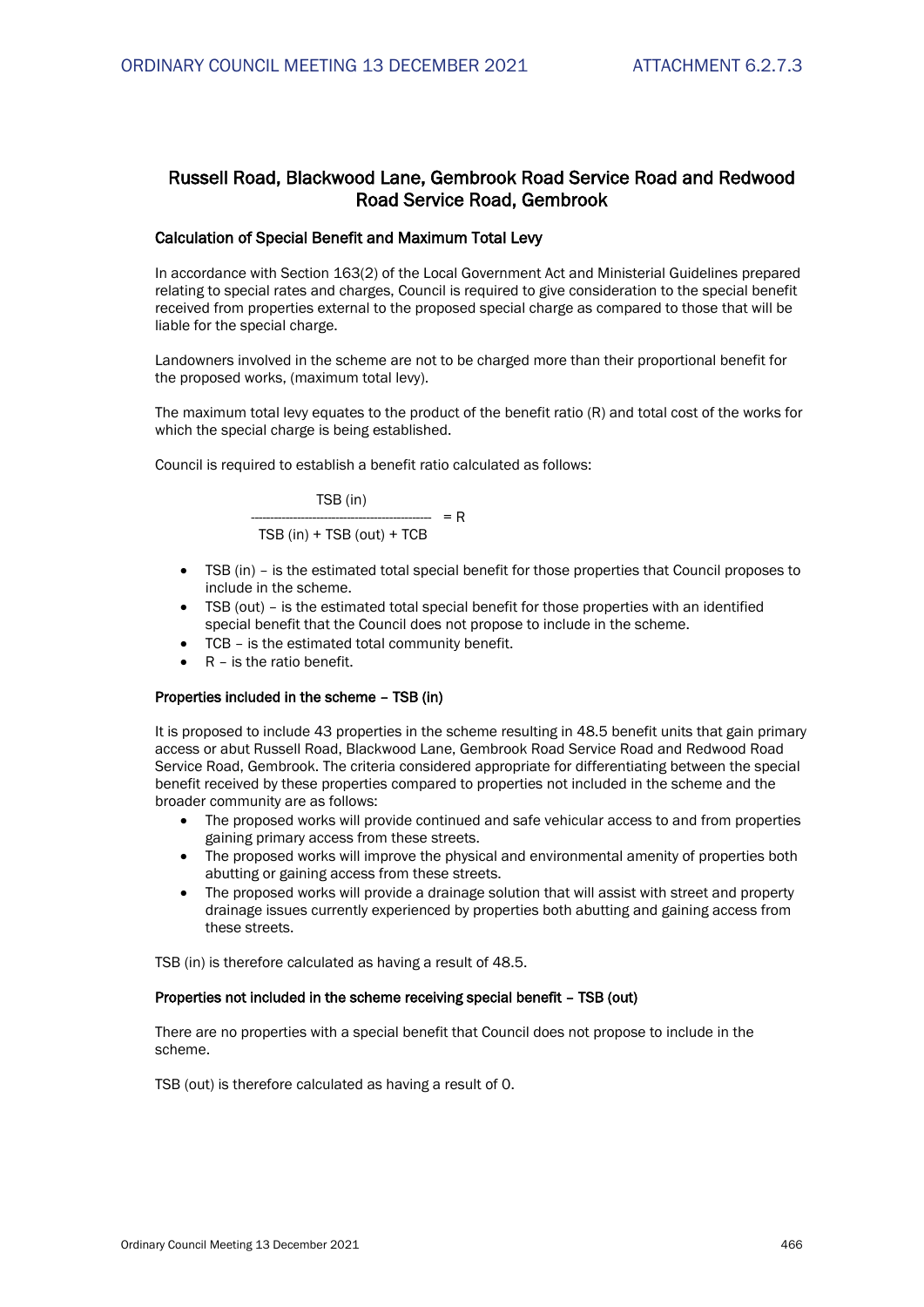## Russell Road, Blackwood Lane, Gembrook Road Service Road and Redwood Road Service Road, Gembrook

### Calculation of Special Benefit and Maximum Total Levy

In accordance with Section 163(2) of the Local Government Act and Ministerial Guidelines prepared relating to special rates and charges, Council is required to give consideration to the special benefit received from properties external to the proposed special charge as compared to those that will be liable for the special charge.

Landowners involved in the scheme are not to be charged more than their proportional benefit for the proposed works, (maximum total levy).

The maximum total levy equates to the product of the benefit ratio (R) and total cost of the works for which the special charge is being established.

Council is required to establish a benefit ratio calculated as follows:

$$\frac{TSB\ (in)}{TSB\ (in) + TSB\ (out) + TCB} = R$$

- TSB (in) – is the estimated total special benefit for those properties that Council proposes to include in the scheme.
- TSB (out) – is the estimated total special benefit for those properties with an identified special benefit that the Council does not propose to include in the scheme.
- TCB – is the estimated total community benefit.
- R – is the ratio benefit.

#### Properties included in the scheme – TSB (in)

It is proposed to include 43 properties in the scheme resulting in 48.5 benefit units that gain primary access or abut Russell Road, Blackwood Lane, Gembrook Road Service Road and Redwood Road Service Road, Gembrook. The criteria considered appropriate for differentiating between the special benefit received by these properties compared to properties not included in the scheme and the broader community are as follows:

- The proposed works will provide continued and safe vehicular access to and from properties gaining primary access from these streets.
- The proposed works will improve the physical and environmental amenity of properties both abutting or gaining access from these streets.
- The proposed works will provide a drainage solution that will assist with street and property drainage issues currently experienced by properties both abutting and gaining access from these streets.

TSB (in) is therefore calculated as having a result of 48.5.

#### Properties not included in the scheme receiving special benefit – TSB (out)

There are no properties with a special benefit that Council does not propose to include in the scheme.

TSB (out) is therefore calculated as having a result of 0.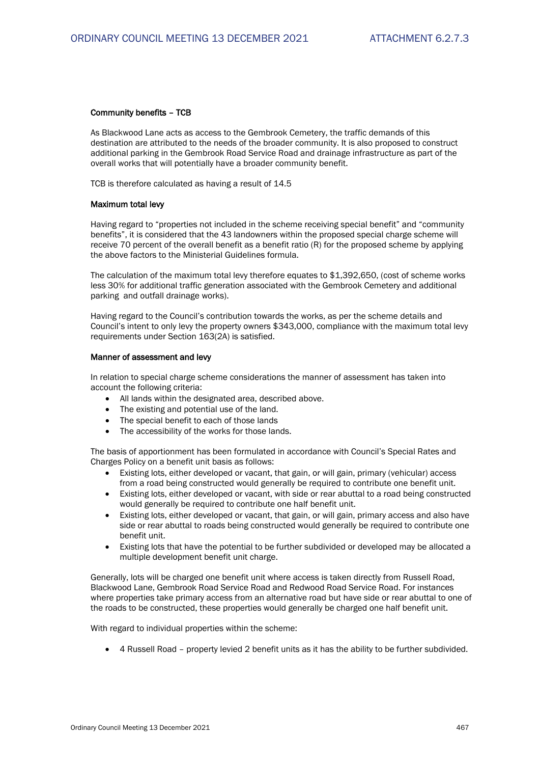**Community benefits – TCB**

As Blackwood Lane acts as access to the Gembrook Cemetery, the traffic demands of this destination are attributed to the needs of the broader community. It is also proposed to construct additional parking in the Gembrook Road Service Road and drainage infrastructure as part of the overall works that will potentially have a broader community benefit.

TCB is therefore calculated as having a result of 14.5

**Maximum total levy**

Having regard to "properties not included in the scheme receiving special benefit" and "community benefits", it is considered that the 43 landowners within the proposed special charge scheme will receive 70 percent of the overall benefit as a benefit ratio (R) for the proposed scheme by applying the above factors to the Ministerial Guidelines formula.

The calculation of the maximum total levy therefore equates to $1,392,650, (cost of scheme works less 30% for additional traffic generation associated with the Gembrook Cemetery and additional parking and outfall drainage works).

Having regard to the Council's contribution towards the works, as per the scheme details and Council's intent to only levy the property owners $343,000, compliance with the maximum total levy requirements under Section 163(2A) is satisfied.

**Manner of assessment and levy**

In relation to special charge scheme considerations the manner of assessment has taken into account the following criteria:

- All lands within the designated area, described above.
- The existing and potential use of the land.
- The special benefit to each of those lands
- The accessibility of the works for those lands.

The basis of apportionment has been formulated in accordance with Council's Special Rates and Charges Policy on a benefit unit basis as follows:

- Existing lots, either developed or vacant, that gain, or will gain, primary (vehicular) access from a road being constructed would generally be required to contribute one benefit unit.
- Existing lots, either developed or vacant, with side or rear abuttal to a road being constructed would generally be required to contribute one half benefit unit.
- Existing lots, either developed or vacant, that gain, or will gain, primary access and also have side or rear abuttal to roads being constructed would generally be required to contribute one benefit unit.
- Existing lots that have the potential to be further subdivided or developed may be allocated a multiple development benefit unit charge.

Generally, lots will be charged one benefit unit where access is taken directly from Russell Road, Blackwood Lane, Gembrook Road Service Road and Redwood Road Service Road. For instances where properties take primary access from an alternative road but have side or rear abuttal to one of the roads to be constructed, these properties would generally be charged one half benefit unit.

With regard to individual properties within the scheme:

- 4 Russell Road – property levied 2 benefit units as it has the ability to be further subdivided.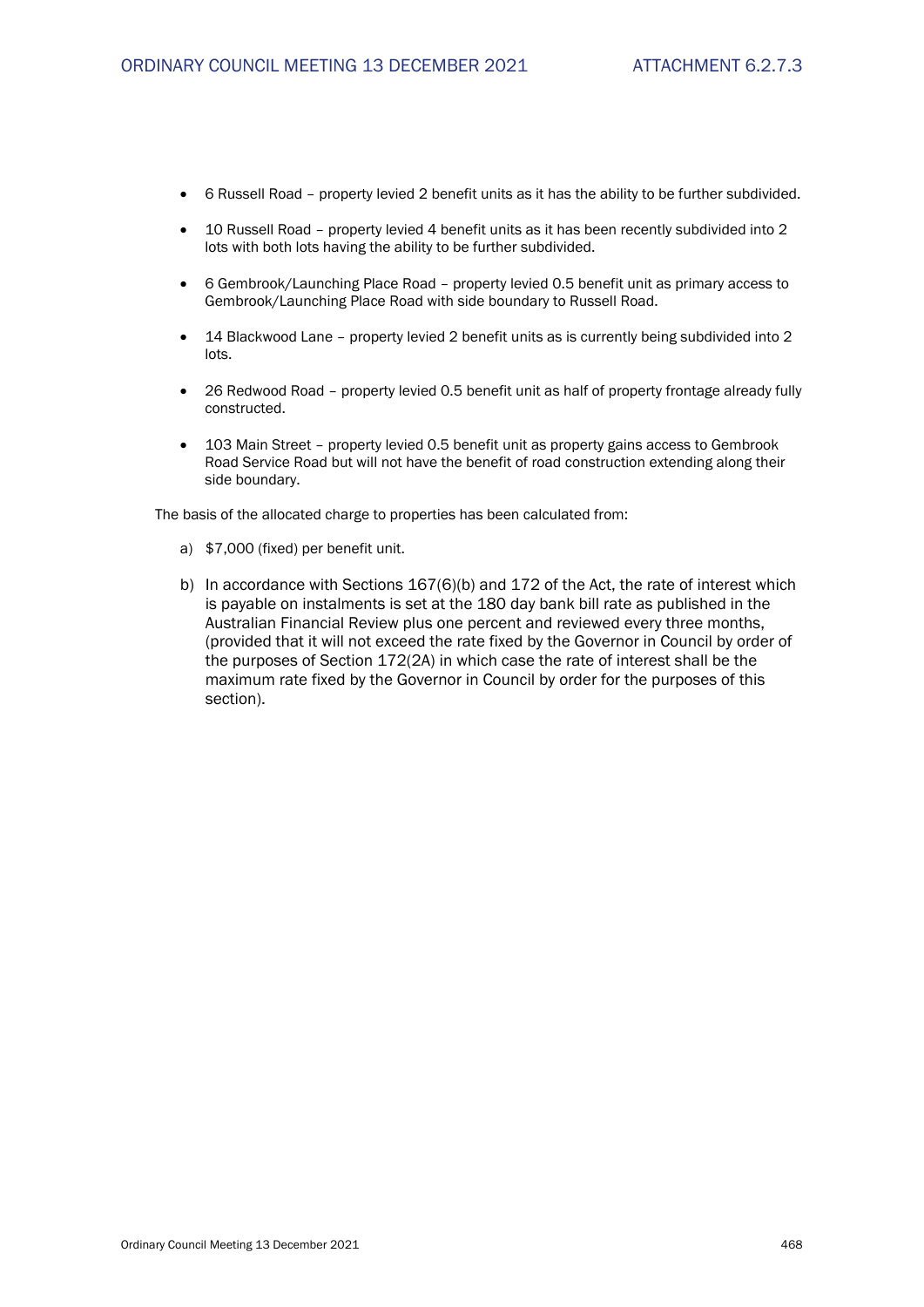- 6 Russell Road – property levied 2 benefit units as it has the ability to be further subdivided.
- 10 Russell Road – property levied 4 benefit units as it has been recently subdivided into 2 lots with both lots having the ability to be further subdivided.
- 6 Gembrook/Launching Place Road – property levied 0.5 benefit unit as primary access to Gembrook/Launching Place Road with side boundary to Russell Road.
- 14 Blackwood Lane – property levied 2 benefit units as is currently being subdivided into 2 lots.
- 26 Redwood Road – property levied 0.5 benefit unit as half of property frontage already fully constructed.
- 103 Main Street – property levied 0.5 benefit unit as property gains access to Gembrook Road Service Road but will not have the benefit of road construction extending along their side boundary.

The basis of the allocated charge to properties has been calculated from:

a) $7,000 (fixed) per benefit unit.

b) In accordance with Sections 167(6)(b) and 172 of the Act, the rate of interest which is payable on instalments is set at the 180 day bank bill rate as published in the Australian Financial Review plus one percent and reviewed every three months, (provided that it will not exceed the rate fixed by the Governor in Council by order of the purposes of Section 172(2A) in which case the rate of interest shall be the maximum rate fixed by the Governor in Council by order for the purposes of this section).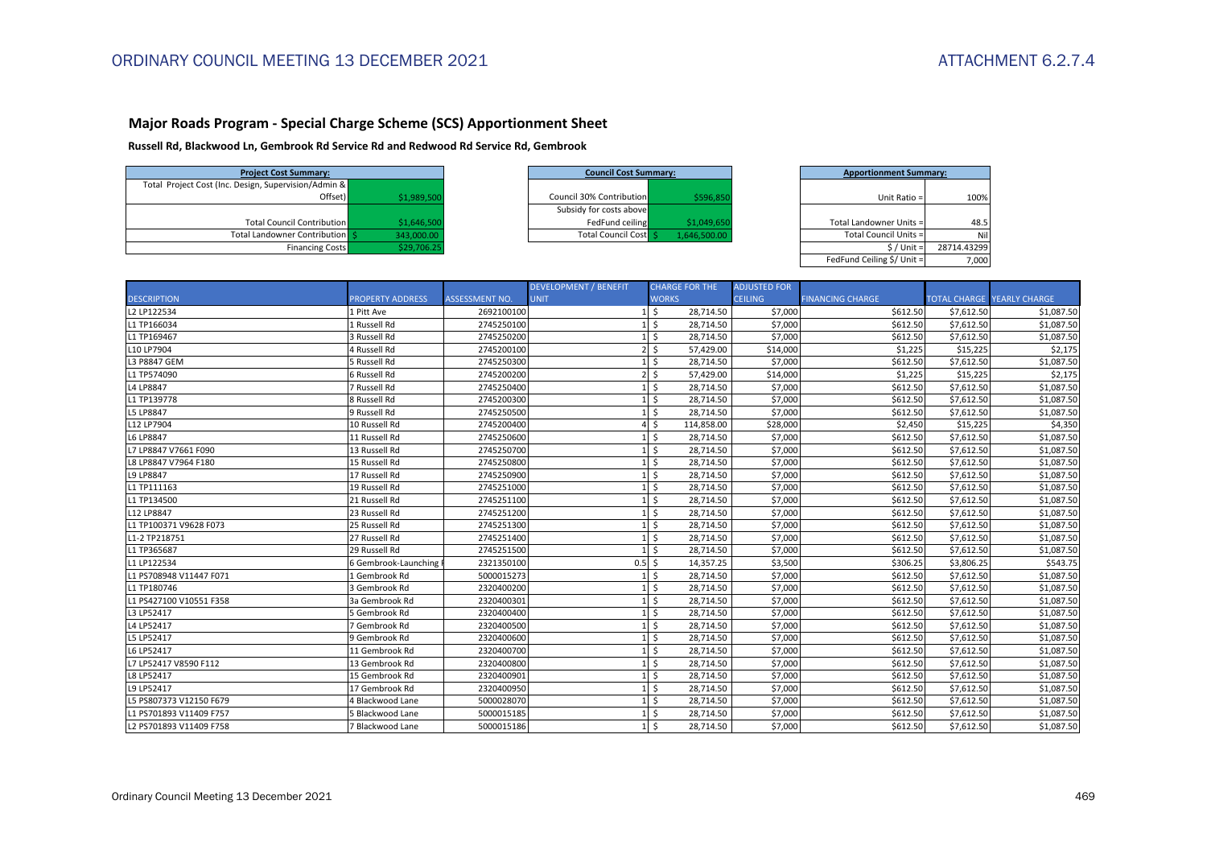## Major Roads Program - Special Charge Scheme (SCS) Apportionment Sheet

**Russell Rd, Blackwood Ln, Gembrook Rd Service Rd and Redwood Rd Service Rd, Gembrook**

| Project Cost Summary: | |
|---|---|
| Total Project Cost (Inc. Design, Supervision/Admin & Offset) | $1,989,500 |
| Total Council Contribution | $1,646,500 |
| Total Landowner Contribution | $ 343,000.00 |
| Financing Costs | $29,706.25 |

| Council Cost Summary: | |
|---|---|
| Council 30% Contribution | $596,850 |
| Subsidy for costs above FedFund ceiling | $1,049,650 |
| Total Council Cost | $ 1,646,500.00 |

| Apportionment Summary: | |
|---|---|
| Unit Ratio = | 100% |
| Total Landowner Units = | 48.5 |
| Total Council Units = | Nil |
| $ / Unit = | 28714.43299 |
| FedFund Ceiling $/ Unit = | 7,000 |

| DESCRIPTION | PROPERTY ADDRESS | ASSESSMENT NO. | DEVELOPMENT / BENEFIT UNIT | CHARGE FOR THE WORKS | ADJUSTED FOR CEILING | FINANCING CHARGE | TOTAL CHARGE | YEARLY CHARGE |
|---|---|---|---|---|---|---|---|---|
| L2 LP122534 | 1 Pitt Ave | 2692100100 | 1 | $ 28,714.50 | $7,000 | $612.50 | $7,612.50 | $1,087.50 |
| L1 TP166034 | 1 Russell Rd | 2745250100 | 1 | $ 28,714.50 | $7,000 | $612.50 | $7,612.50 | $1,087.50 |
| L1 TP169467 | 3 Russell Rd | 2745250200 | 1 | $ 28,714.50 | $7,000 | $612.50 | $7,612.50 | $1,087.50 |
| L10 LP7904 | 4 Russell Rd | 2745200100 | 2 | $ 57,429.00 | $14,000 | $1,225 | $15,225 | $2,175 |
| L3 P8847 GEM | 5 Russell Rd | 2745250300 | 1 | $ 28,714.50 | $7,000 | $612.50 | $7,612.50 | $1,087.50 |
| L1 TP574090 | 6 Russell Rd | 2745200200 | 2 | $ 57,429.00 | $14,000 | $1,225 | $15,225 | $2,175 |
| L4 LP8847 | 7 Russell Rd | 2745250400 | 1 | $ 28,714.50 | $7,000 | $612.50 | $7,612.50 | $1,087.50 |
| L1 TP139778 | 8 Russell Rd | 2745200300 | 1 | $ 28,714.50 | $7,000 | $612.50 | $7,612.50 | $1,087.50 |
| L5 LP8847 | 9 Russell Rd | 2745250500 | 1 | $ 28,714.50 | $7,000 | $612.50 | $7,612.50 | $1,087.50 |
| L12 LP7904 | 10 Russell Rd | 2745200400 | 4 | $ 114,858.00 | $28,000 | $2,450 | $15,225 | $4,350 |
| L6 LP8847 | 11 Russell Rd | 2745250600 | 1 | $ 28,714.50 | $7,000 | $612.50 | $7,612.50 | $1,087.50 |
| L7 LP8847 V7661 F090 | 13 Russell Rd | 2745250700 | 1 | $ 28,714.50 | $7,000 | $612.50 | $7,612.50 | $1,087.50 |
| L8 LP8847 V7964 F180 | 15 Russell Rd | 2745250800 | 1 | $ 28,714.50 | $7,000 | $612.50 | $7,612.50 | $1,087.50 |
| L9 LP8847 | 17 Russell Rd | 2745250900 | 1 | $ 28,714.50 | $7,000 | $612.50 | $7,612.50 | $1,087.50 |
| L1 TP111163 | 19 Russell Rd | 2745251000 | 1 | $ 28,714.50 | $7,000 | $612.50 | $7,612.50 | $1,087.50 |
| L1 TP134500 | 21 Russell Rd | 2745251100 | 1 | $ 28,714.50 | $7,000 | $612.50 | $7,612.50 | $1,087.50 |
| L12 LP8847 | 23 Russell Rd | 2745251200 | 1 | $ 28,714.50 | $7,000 | $612.50 | $7,612.50 | $1,087.50 |
| L1 TP100371 V9628 F073 | 25 Russell Rd | 2745251300 | 1 | $ 28,714.50 | $7,000 | $612.50 | $7,612.50 | $1,087.50 |
| L1-2 TP218751 | 27 Russell Rd | 2745251400 | 1 | $ 28,714.50 | $7,000 | $612.50 | $7,612.50 | $1,087.50 |
| L1 TP365687 | 29 Russell Rd | 2745251500 | 1 | $ 28,714.50 | $7,000 | $612.50 | $7,612.50 | $1,087.50 |
| L1 LP122534 | 6 Gembrook-Launching | 2321350100 | 0.5 | $ 14,357.25 | $3,500 | $306.25 | $3,806.25 | $543.75 |
| L1 PS708948 V11447 F071 | 1 Gembrook Rd | 5000015273 | 1 | $ 28,714.50 | $7,000 | $612.50 | $7,612.50 | $1,087.50 |
| L1 TP180746 | 3 Gembrook Rd | 2320400200 | 1 | $ 28,714.50 | $7,000 | $612.50 | $7,612.50 | $1,087.50 |
| L1 PS427100 V10551 F358 | 3a Gembrook Rd | 2320400301 | 1 | $ 28,714.50 | $7,000 | $612.50 | $7,612.50 | $1,087.50 |
| L3 LP52417 | 5 Gembrook Rd | 2320400400 | 1 | $ 28,714.50 | $7,000 | $612.50 | $7,612.50 | $1,087.50 |
| L4 LP52417 | 7 Gembrook Rd | 2320400500 | 1 | $ 28,714.50 | $7,000 | $612.50 | $7,612.50 | $1,087.50 |
| L5 LP52417 | 9 Gembrook Rd | 2320400600 | 1 | $ 28,714.50 | $7,000 | $612.50 | $7,612.50 | $1,087.50 |
| L6 LP52417 | 11 Gembrook Rd | 2320400700 | 1 | $ 28,714.50 | $7,000 | $612.50 | $7,612.50 | $1,087.50 |
| L7 LP52417 V8590 F112 | 13 Gembrook Rd | 2320400800 | 1 | $ 28,714.50 | $7,000 | $612.50 | $7,612.50 | $1,087.50 |
| L8 LP52417 | 15 Gembrook Rd | 2320400901 | 1 | $ 28,714.50 | $7,000 | $612.50 | $7,612.50 | $1,087.50 |
| L9 LP52417 | 17 Gembrook Rd | 2320400950 | 1 | $ 28,714.50 | $7,000 | $612.50 | $7,612.50 | $1,087.50 |
| L5 PS807373 V12150 F679 | 4 Blackwood Lane | 5000028070 | 1 | $ 28,714.50 | $7,000 | $612.50 | $7,612.50 | $1,087.50 |
| L1 PS701893 V11409 F757 | 5 Blackwood Lane | 5000015185 | 1 | $ 28,714.50 | $7,000 | $612.50 | $7,612.50 | $1,087.50 |
| L2 PS701893 V11409 F758 | 7 Blackwood Lane | 5000015186 | 1 | $ 28,714.50 | $7,000 | $612.50 | $7,612.50 | $1,087.50 |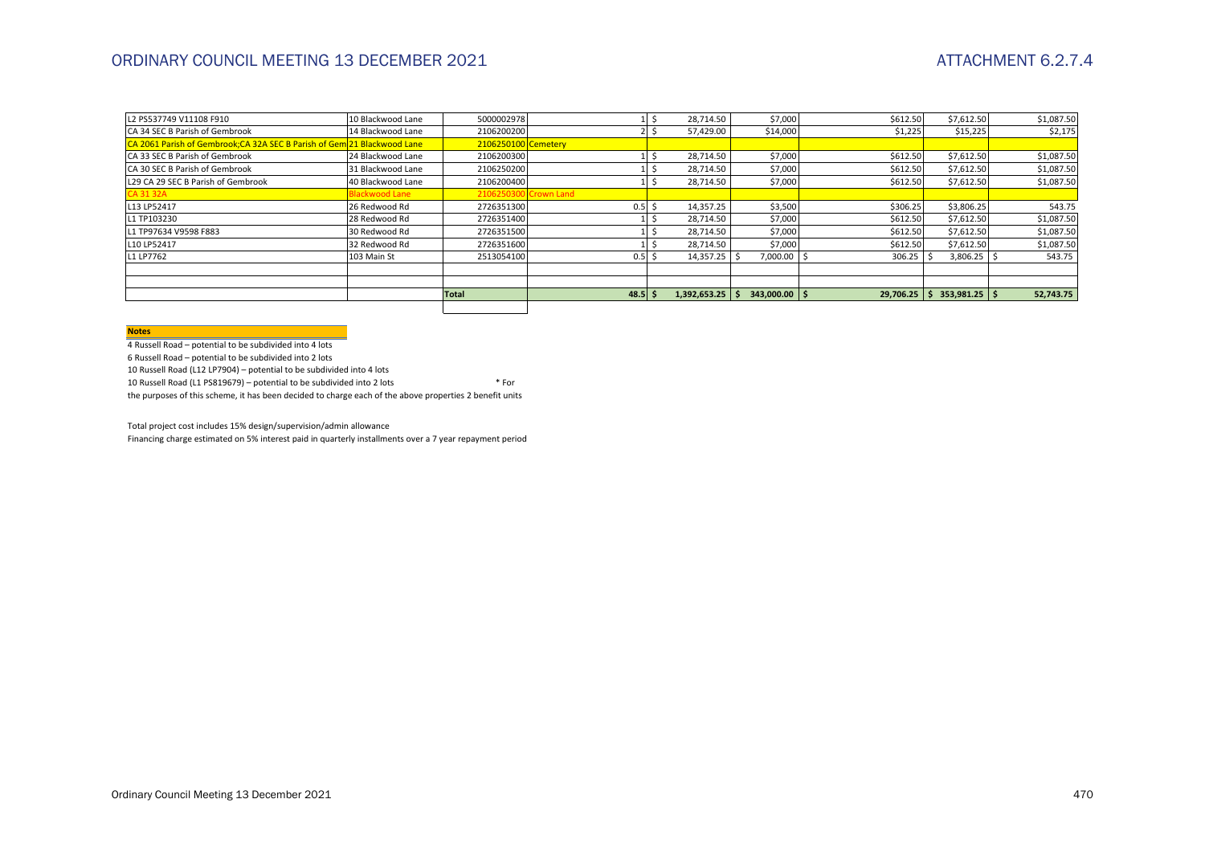| | | | | | | | | |
|---|---|---|---|---|---|---|---|---|
| L2 PS537749 V11108 F910 | 10 Blackwood Lane | 5000002978 | | 1 | $ 28,714.50 | $7,000 | $612.50 | $7,612.50 | $1,087.50 |
| CA 34 SEC B Parish of Gembrook | 14 Blackwood Lane | 2106200200 | | 2 | $ 57,429.00 | $14,000 | $1,225 | $15,225 | $2,175 |
| CA 2061 Parish of Gembrook;CA 32A SEC B Parish of Gem | 21 Blackwood Lane | 2106250100 | Cemetery | | | | | | |
| CA 33 SEC B Parish of Gembrook | 24 Blackwood Lane | 2106200300 | | 1 | $ 28,714.50 | $7,000 | $612.50 | $7,612.50 | $1,087.50 |
| CA 30 SEC B Parish of Gembrook | 31 Blackwood Lane | 2106250200 | | 1 | $ 28,714.50 | $7,000 | $612.50 | $7,612.50 | $1,087.50 |
| L29 CA 29 SEC B Parish of Gembrook | 40 Blackwood Lane | 2106200400 | | 1 | $ 28,714.50 | $7,000 | $612.50 | $7,612.50 | $1,087.50 |
| CA 31 32A | Blackwood Lane | 2106250300 | Crown Land | | | | | | |
| L13 LP52417 | 26 Redwood Rd | 2726351300 | | 0.5 | $ 14,357.25 | $3,500 | $306.25 | $3,806.25 | 543.75 |
| L1 TP103230 | 28 Redwood Rd | 2726351400 | | 1 | $ 28,714.50 | $7,000 | $612.50 | $7,612.50 | $1,087.50 |
| L1 TP97634 V9598 F883 | 30 Redwood Rd | 2726351500 | | 1 | $ 28,714.50 | $7,000 | $612.50 | $7,612.50 | $1,087.50 |
| L10 LP52417 | 32 Redwood Rd | 2726351600 | | 1 | $ 28,714.50 | $7,000 | $612.50 | $7,612.50 | $1,087.50 |
| L1 LP7762 | 103 Main St | 2513054100 | | 0.5 | $ 14,357.25 | $ 7,000.00 | $ 306.25 | $ 3,806.25 | $ 543.75 |
| | | | | | | | | | |
| | | | | | | | | | |
| | | **Total** | | **48.5** | **$ 1,392,653.25** | **$ 343,000.00** | **$ 29,706.25** | **$ 353,981.25** | **$ 52,743.75** |

**Notes**

4 Russell Road – potential to be subdivided into 4 lots

6 Russell Road – potential to be subdivided into 2 lots

10 Russell Road (L12 LP7904) – potential to be subdivided into 4 lots

10 Russell Road (L1 PS819679) – potential to be subdivided into 2 lots * For the purposes of this scheme, it has been decided to charge each of the above properties 2 benefit units

Total project cost includes 15% design/supervision/admin allowance

Financing charge estimated on 5% interest paid in quarterly installments over a 7 year repayment period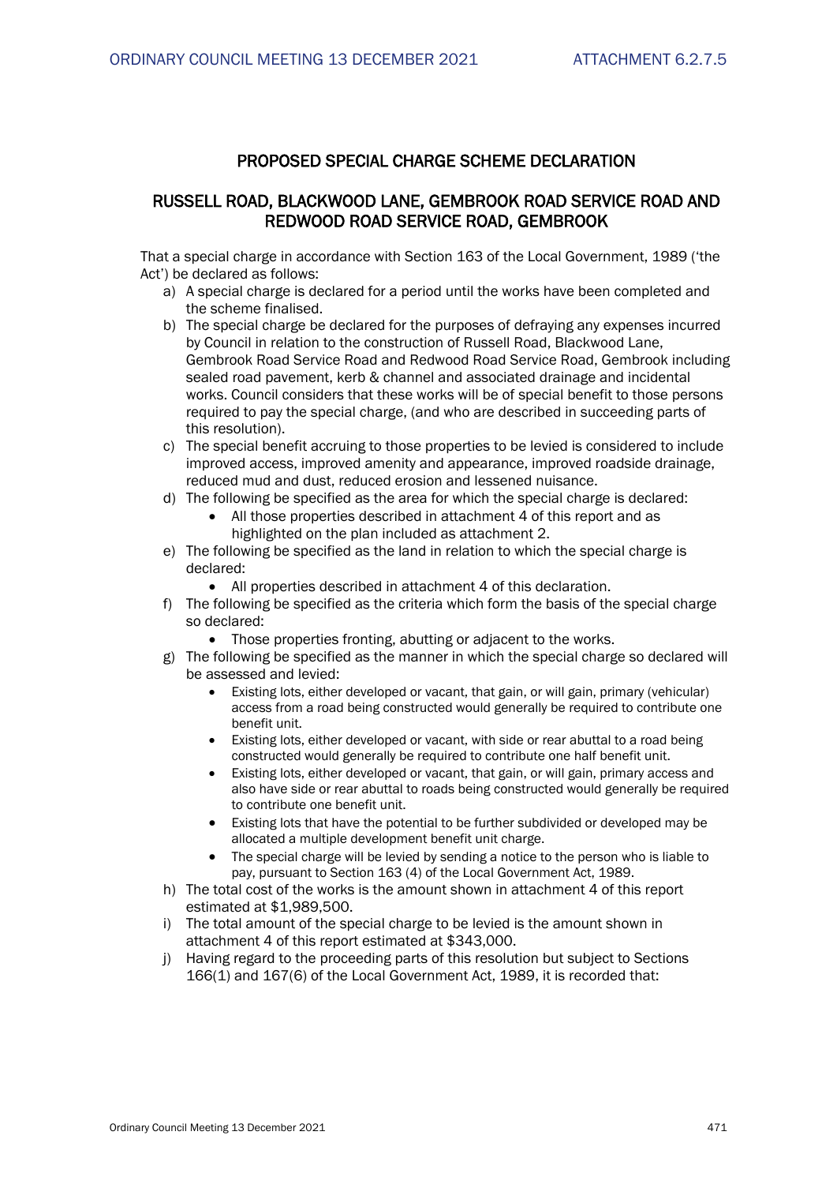## PROPOSED SPECIAL CHARGE SCHEME DECLARATION

## RUSSELL ROAD, BLACKWOOD LANE, GEMBROOK ROAD SERVICE ROAD AND REDWOOD ROAD SERVICE ROAD, GEMBROOK

That a special charge in accordance with Section 163 of the Local Government, 1989 ('the Act') be declared as follows:

a) A special charge is declared for a period until the works have been completed and the scheme finalised.
b) The special charge be declared for the purposes of defraying any expenses incurred by Council in relation to the construction of Russell Road, Blackwood Lane, Gembrook Road Service Road and Redwood Road Service Road, Gembrook including sealed road pavement, kerb & channel and associated drainage and incidental works. Council considers that these works will be of special benefit to those persons required to pay the special charge, (and who are described in succeeding parts of this resolution).
c) The special benefit accruing to those properties to be levied is considered to include improved access, improved amenity and appearance, improved roadside drainage, reduced mud and dust, reduced erosion and lessened nuisance.
d) The following be specified as the area for which the special charge is declared:
    - All those properties described in attachment 4 of this report and as highlighted on the plan included as attachment 2.
e) The following be specified as the land in relation to which the special charge is declared:
    - All properties described in attachment 4 of this declaration.
f) The following be specified as the criteria which form the basis of the special charge so declared:
    - Those properties fronting, abutting or adjacent to the works.
g) The following be specified as the manner in which the special charge so declared will be assessed and levied:
    - Existing lots, either developed or vacant, that gain, or will gain, primary (vehicular) access from a road being constructed would generally be required to contribute one benefit unit.
    - Existing lots, either developed or vacant, with side or rear abuttal to a road being constructed would generally be required to contribute one half benefit unit.
    - Existing lots, either developed or vacant, that gain, or will gain, primary access and also have side or rear abuttal to roads being constructed would generally be required to contribute one benefit unit.
    - Existing lots that have the potential to be further subdivided or developed may be allocated a multiple development benefit unit charge.
    - The special charge will be levied by sending a notice to the person who is liable to pay, pursuant to Section 163 (4) of the Local Government Act, 1989.
h) The total cost of the works is the amount shown in attachment 4 of this report estimated at $1,989,500.
i) The total amount of the special charge to be levied is the amount shown in attachment 4 of this report estimated at $343,000.
j) Having regard to the proceeding parts of this resolution but subject to Sections 166(1) and 167(6) of the Local Government Act, 1989, it is recorded that: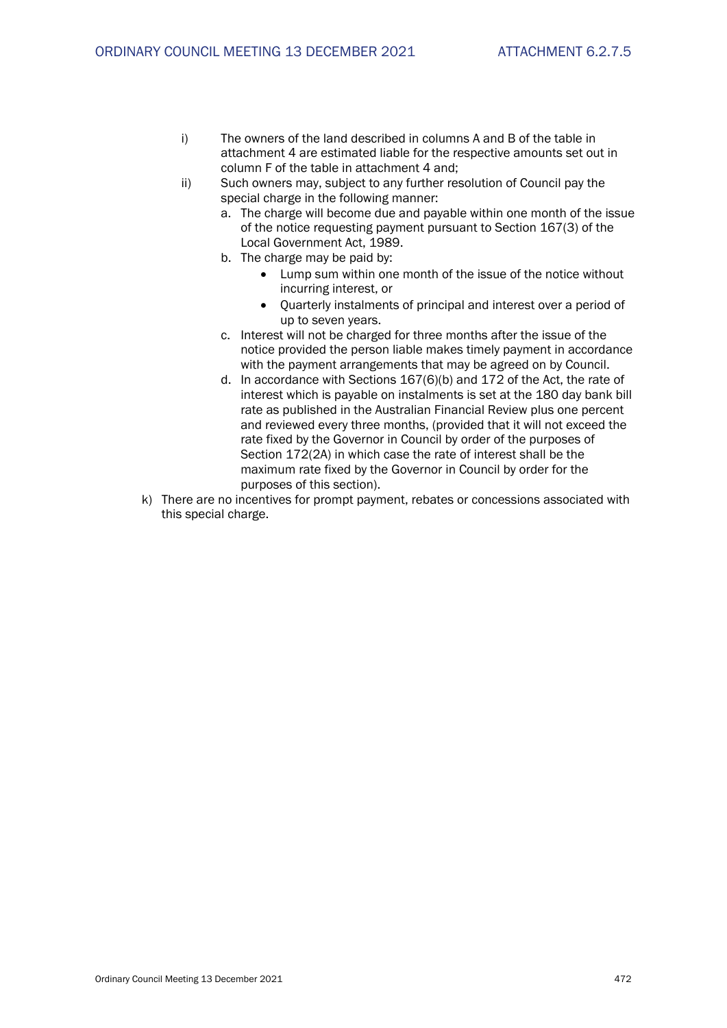i) The owners of the land described in columns A and B of the table in attachment 4 are estimated liable for the respective amounts set out in column F of the table in attachment 4 and;

ii) Such owners may, subject to any further resolution of Council pay the special charge in the following manner:

   a. The charge will become due and payable within one month of the issue of the notice requesting payment pursuant to Section 167(3) of the Local Government Act, 1989.
   b. The charge may be paid by:
      - Lump sum within one month of the issue of the notice without incurring interest, or
      - Quarterly instalments of principal and interest over a period of up to seven years.
   c. Interest will not be charged for three months after the issue of the notice provided the person liable makes timely payment in accordance with the payment arrangements that may be agreed on by Council.
   d. In accordance with Sections 167(6)(b) and 172 of the Act, the rate of interest which is payable on instalments is set at the 180 day bank bill rate as published in the Australian Financial Review plus one percent and reviewed every three months, (provided that it will not exceed the rate fixed by the Governor in Council by order of the purposes of Section 172(2A) in which case the rate of interest shall be the maximum rate fixed by the Governor in Council by order for the purposes of this section).

k) There are no incentives for prompt payment, rebates or concessions associated with this special charge.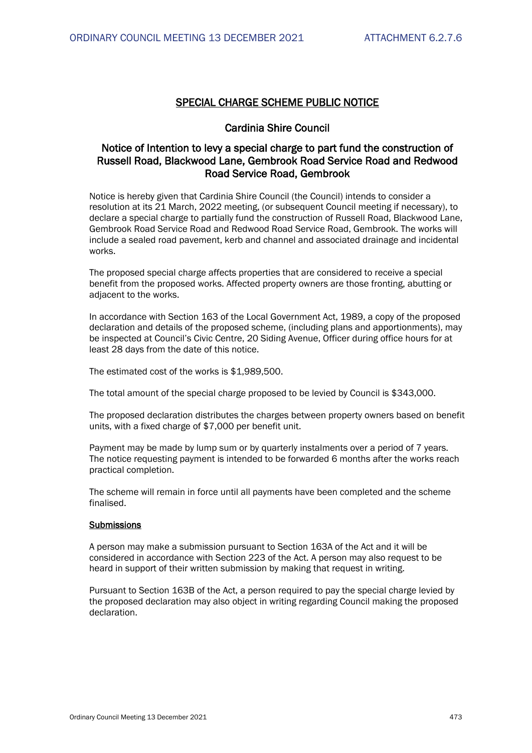## SPECIAL CHARGE SCHEME PUBLIC NOTICE

### Cardinia Shire Council

### Notice of Intention to levy a special charge to part fund the construction of Russell Road, Blackwood Lane, Gembrook Road Service Road and Redwood Road Service Road, Gembrook

Notice is hereby given that Cardinia Shire Council (the Council) intends to consider a resolution at its 21 March, 2022 meeting, (or subsequent Council meeting if necessary), to declare a special charge to partially fund the construction of Russell Road, Blackwood Lane, Gembrook Road Service Road and Redwood Road Service Road, Gembrook. The works will include a sealed road pavement, kerb and channel and associated drainage and incidental works.

The proposed special charge affects properties that are considered to receive a special benefit from the proposed works. Affected property owners are those fronting, abutting or adjacent to the works.

In accordance with Section 163 of the Local Government Act, 1989, a copy of the proposed declaration and details of the proposed scheme, (including plans and apportionments), may be inspected at Council's Civic Centre, 20 Siding Avenue, Officer during office hours for at least 28 days from the date of this notice.

The estimated cost of the works is $1,989,500.

The total amount of the special charge proposed to be levied by Council is $343,000.

The proposed declaration distributes the charges between property owners based on benefit units, with a fixed charge of $7,000 per benefit unit.

Payment may be made by lump sum or by quarterly instalments over a period of 7 years. The notice requesting payment is intended to be forwarded 6 months after the works reach practical completion.

The scheme will remain in force until all payments have been completed and the scheme finalised.

**Submissions**

A person may make a submission pursuant to Section 163A of the Act and it will be considered in accordance with Section 223 of the Act. A person may also request to be heard in support of their written submission by making that request in writing.

Pursuant to Section 163B of the Act, a person required to pay the special charge levied by the proposed declaration may also object in writing regarding Council making the proposed declaration.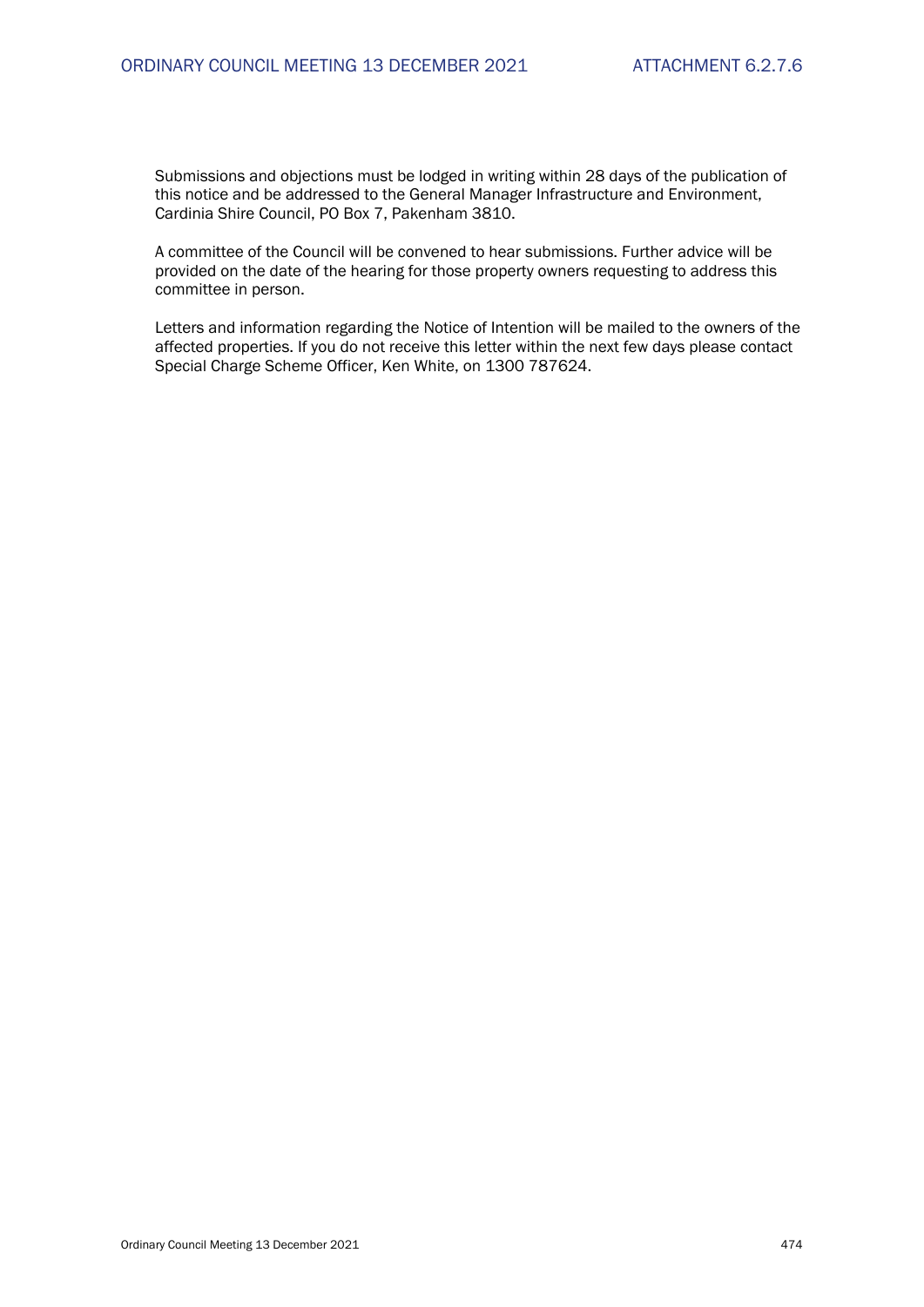Submissions and objections must be lodged in writing within 28 days of the publication of this notice and be addressed to the General Manager Infrastructure and Environment, Cardinia Shire Council, PO Box 7, Pakenham 3810.

A committee of the Council will be convened to hear submissions. Further advice will be provided on the date of the hearing for those property owners requesting to address this committee in person.

Letters and information regarding the Notice of Intention will be mailed to the owners of the affected properties. If you do not receive this letter within the next few days please contact Special Charge Scheme Officer, Ken White, on 1300 787624.